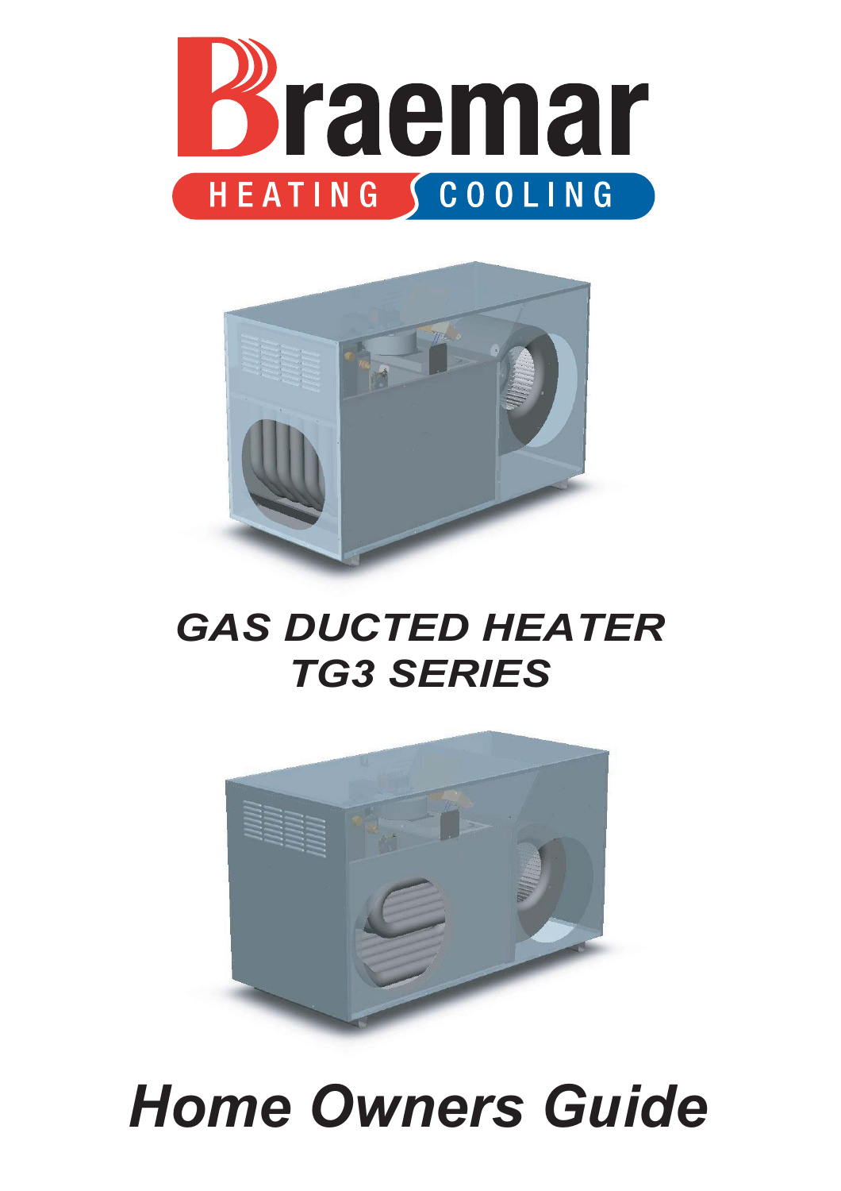Braemar

HEATING COOLING

# GAS DUCTED HEATER
# TG3 SERIES

# Home Owners Guide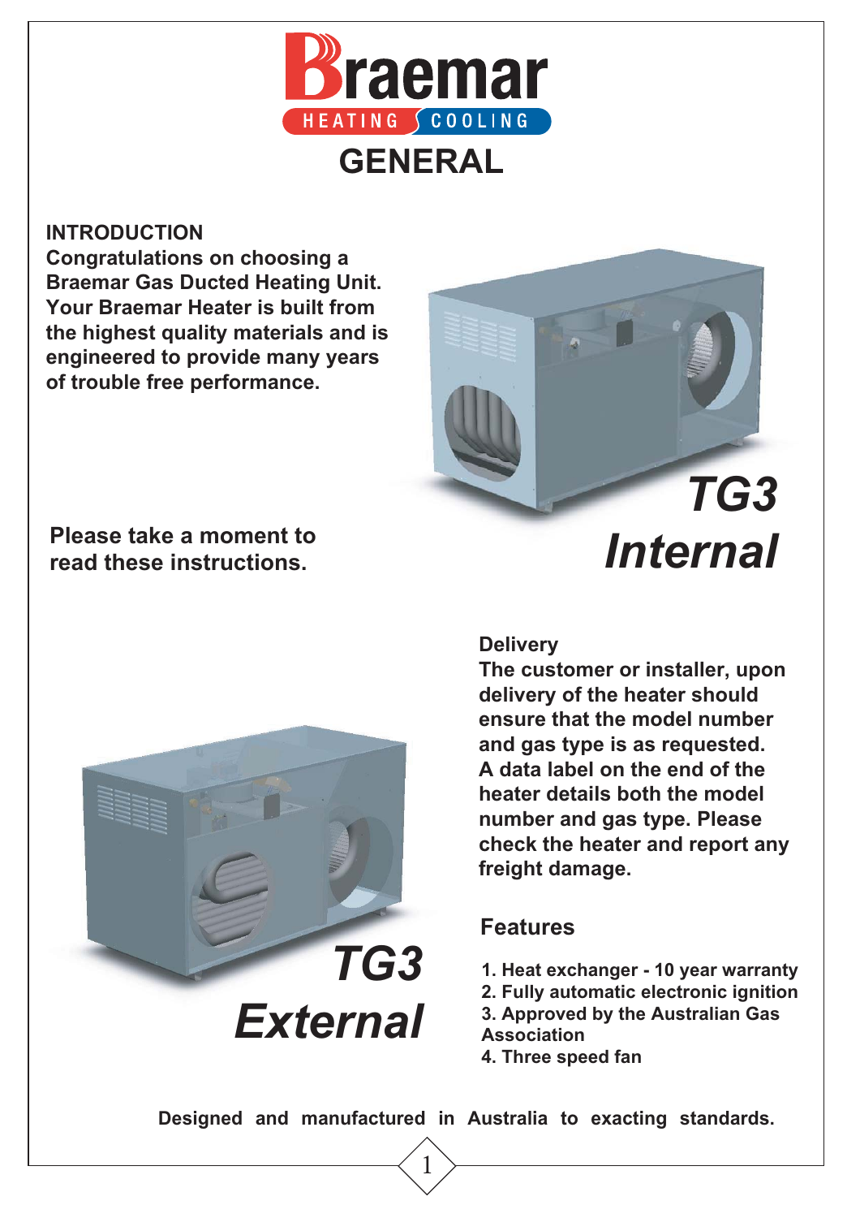Braemar HEATING COOLING

# GENERAL

## INTRODUCTION

**Congratulations on choosing a Braemar Gas Ducted Heating Unit. Your Braemar Heater is built from the highest quality materials and is engineered to provide many years of trouble free performance.**

**Please take a moment to read these instructions.**

***TG3 Internal***

***TG3 External***

## Delivery

**The customer or installer, upon delivery of the heater should ensure that the model number and gas type is as requested. A data label on the end of the heater details both the model number and gas type. Please check the heater and report any freight damage.**

## Features

1. Heat exchanger - 10 year warranty
2. Fully automatic electronic ignition
3. Approved by the Australian Gas Association
4. Three speed fan

**Designed and manufactured in Australia to exacting standards.**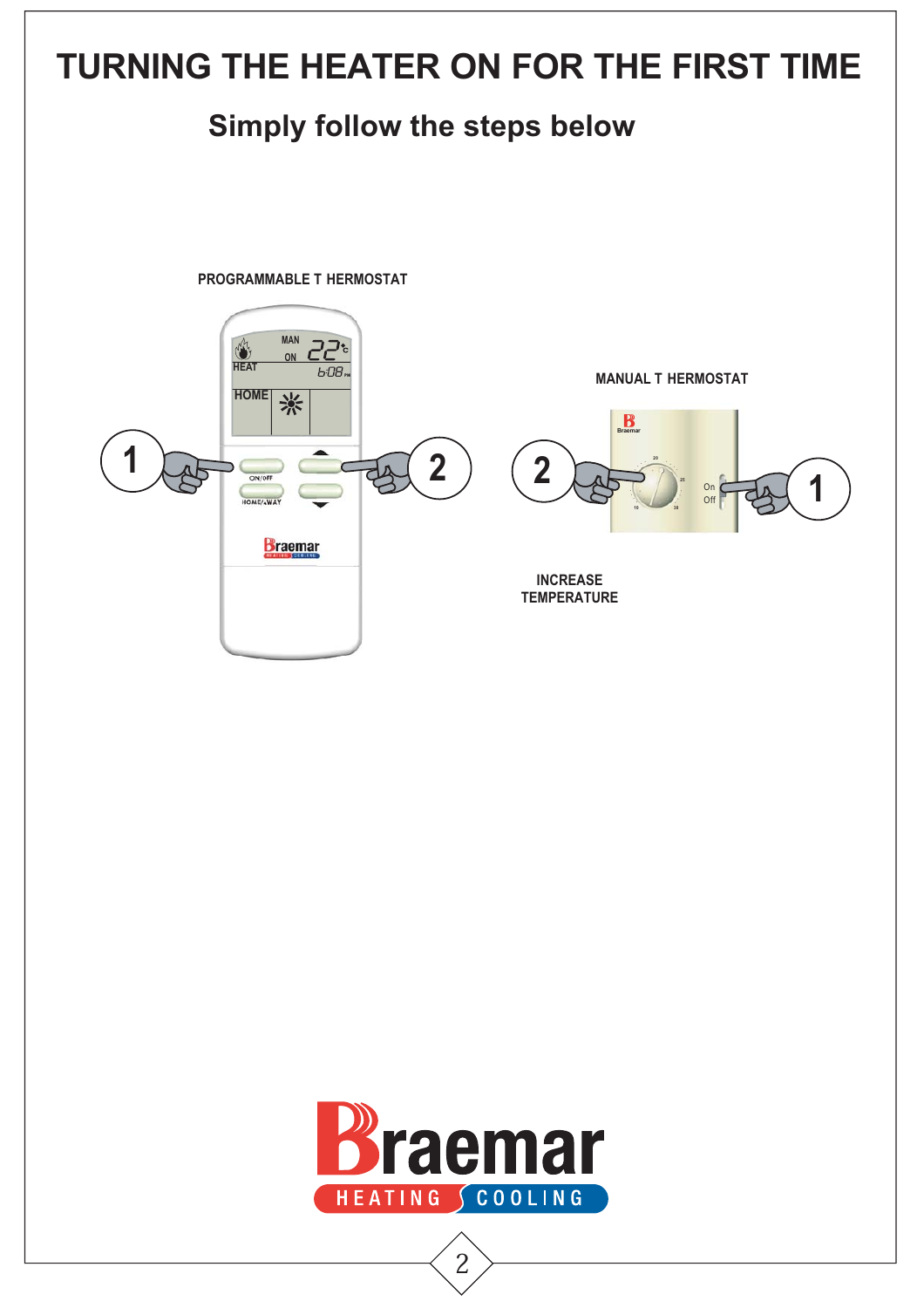# TURNING THE HEATER ON FOR THE FIRST TIME

## Simply follow the steps below

PROGRAMMABLE T HERMOSTAT

MANUAL T HERMOSTAT

INCREASE TEMPERATURE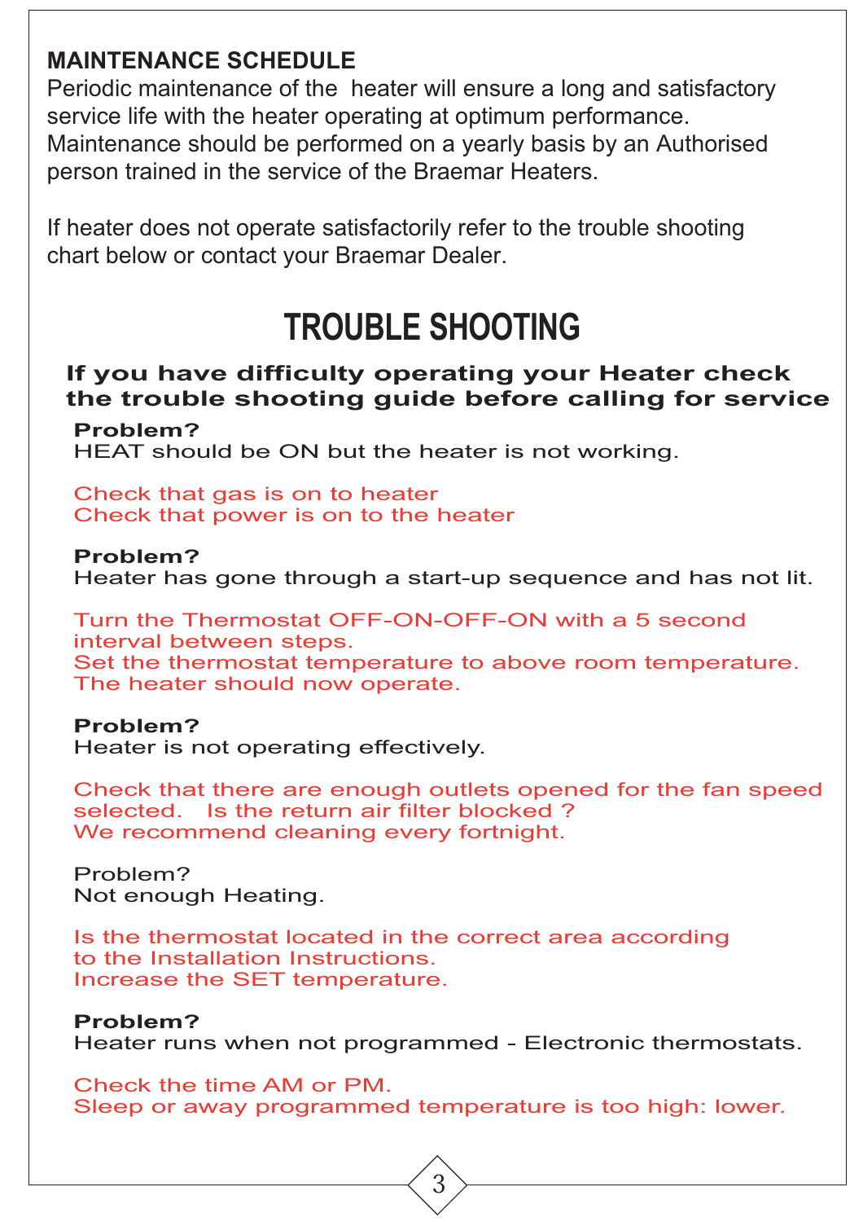## MAINTENANCE SCHEDULE

Periodic maintenance of the heater will ensure a long and satisfactory service life with the heater operating at optimum performance. Maintenance should be performed on a yearly basis by an Authorised person trained in the service of the Braemar Heaters.

If heater does not operate satisfactorily refer to the trouble shooting chart below or contact your Braemar Dealer.

# TROUBLE SHOOTING

**If you have difficulty operating your Heater check the trouble shooting guide before calling for service**

**Problem?**
HEAT should be ON but the heater is not working.

Check that gas is on to heater
Check that power is on to the heater

**Problem?**
Heater has gone through a start-up sequence and has not lit.

Turn the Thermostat OFF-ON-OFF-ON with a 5 second interval between steps.
Set the thermostat temperature to above room temperature.
The heater should now operate.

**Problem?**
Heater is not operating effectively.

Check that there are enough outlets opened for the fan speed selected. Is the return air filter blocked ?
We recommend cleaning every fortnight.

Problem?
Not enough Heating.

Is the thermostat located in the correct area according to the Installation Instructions.
Increase the SET temperature.

**Problem?**
Heater runs when not programmed - Electronic thermostats.

Check the time AM or PM.
Sleep or away programmed temperature is too high: lower.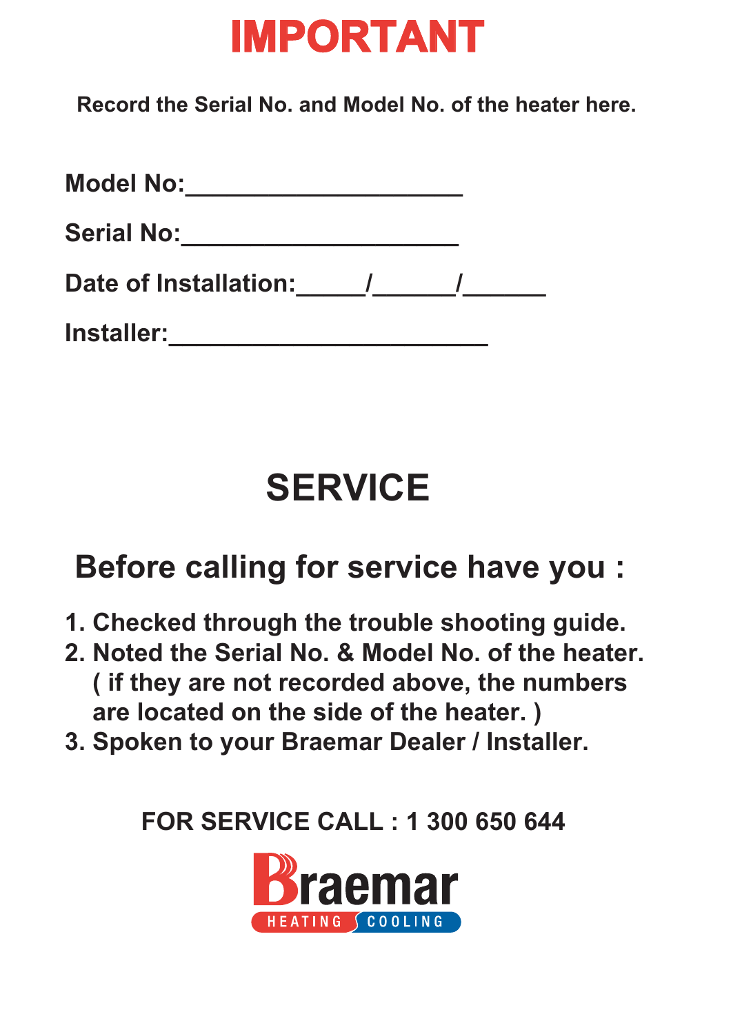# IMPORTANT

**Record the Serial No. and Model No. of the heater here.**

**Model No:____________________**

**Serial No:____________________**

**Date of Installation:_____/______/______**

**Installer:_______________________**

# SERVICE

## Before calling for service have you :

1. Checked through the trouble shooting guide.
2. Noted the Serial No. & Model No. of the heater. ( if they are not recorded above, the numbers are located on the side of the heater. )
3. Spoken to your Braemar Dealer / Installer.

**FOR SERVICE CALL : 1 300 650 644**

Braemar
HEATING COOLING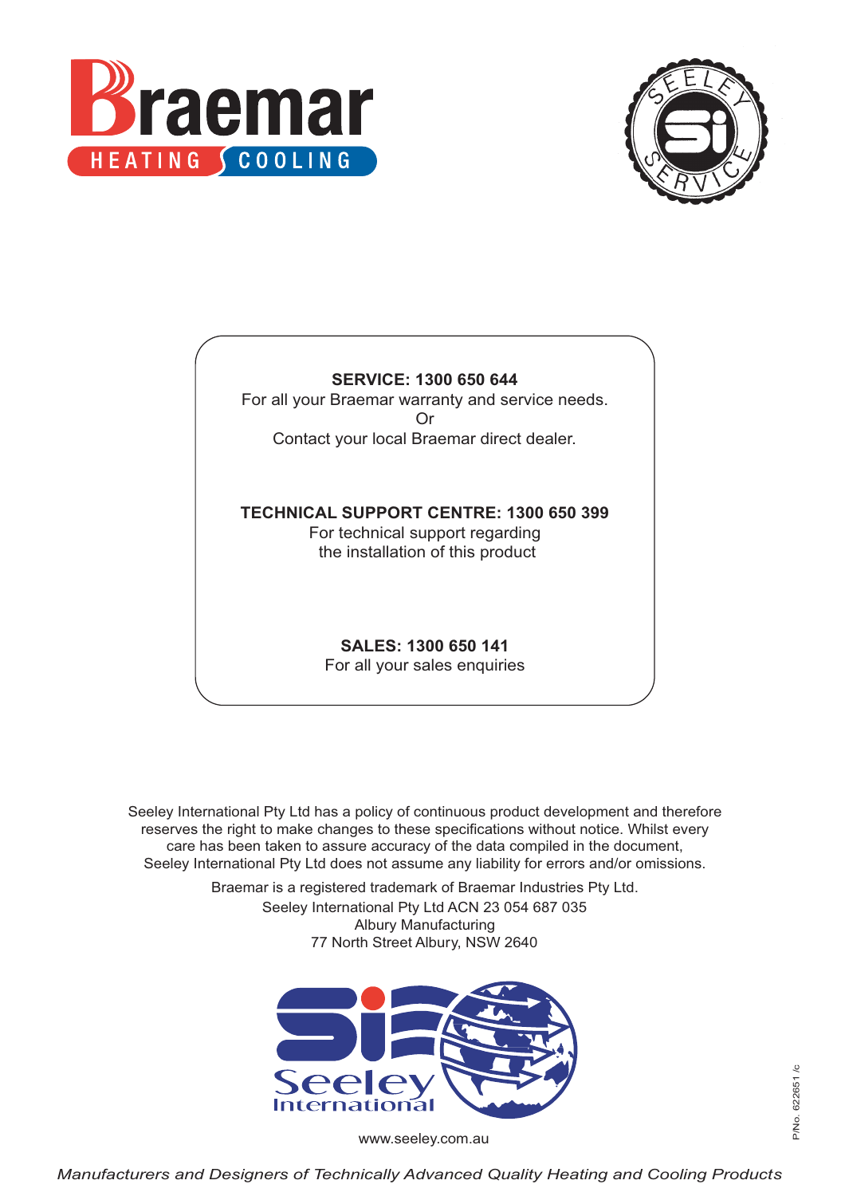**SERVICE: 1300 650 644**
For all your Braemar warranty and service needs.
Or
Contact your local Braemar direct dealer.

**TECHNICAL SUPPORT CENTRE: 1300 650 399**
For technical support regarding
the installation of this product

**SALES: 1300 650 141**
For all your sales enquiries

Seeley International Pty Ltd has a policy of continuous product development and therefore reserves the right to make changes to these specifications without notice. Whilst every care has been taken to assure accuracy of the data compiled in the document, Seeley International Pty Ltd does not assume any liability for errors and/or omissions.

Braemar is a registered trademark of Braemar Industries Pty Ltd.
Seeley International Pty Ltd ACN 23 054 687 035
Albury Manufacturing
77 North Street Albury, NSW 2640

www.seeley.com.au

P/No. 622651 /c

*Manufacturers and Designers of Technically Advanced Quality Heating and Cooling Products*